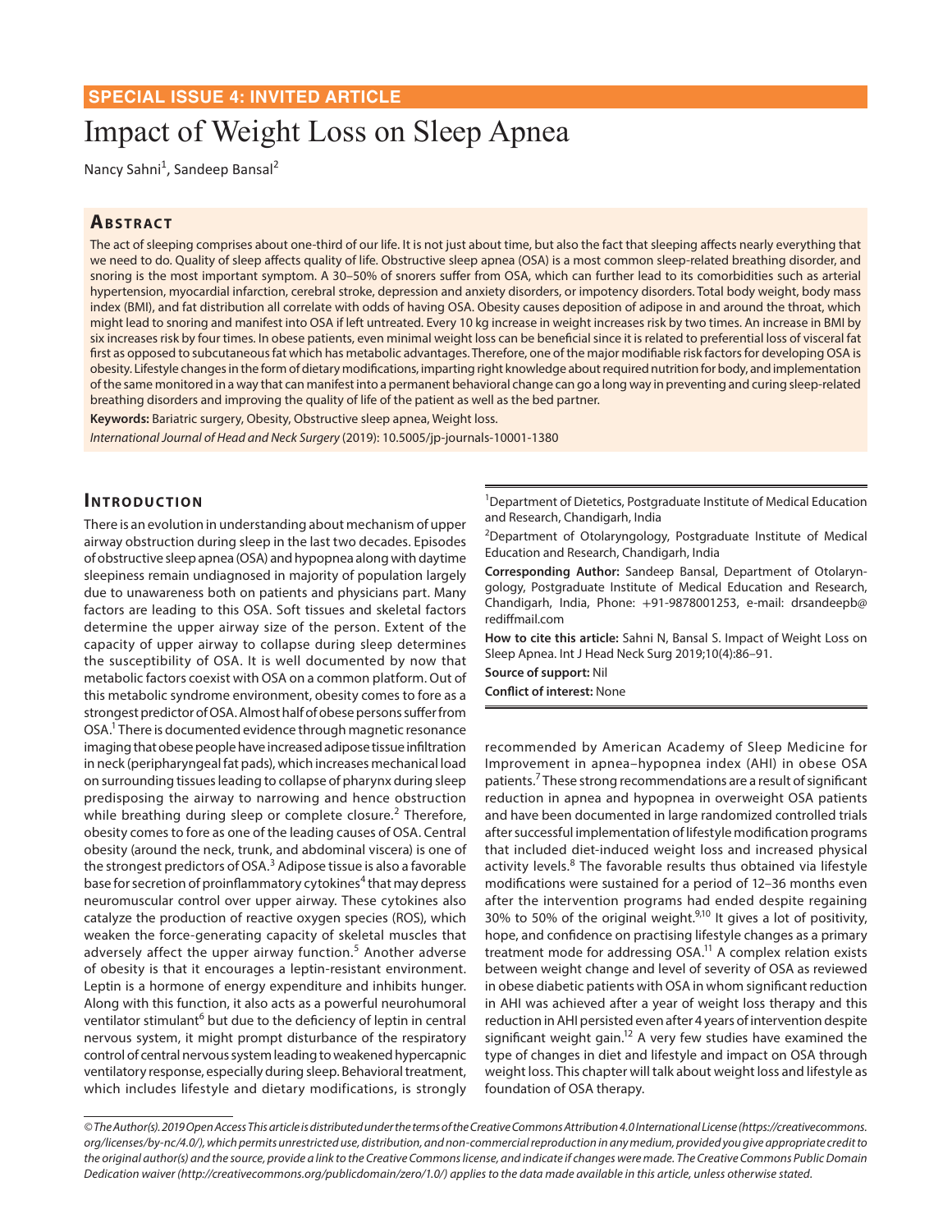SPECIAL ISSUE 4: INVITED ARTICLE

# Impact of Weight Loss on Sleep Apnea

Nancy Sahni[1], Sandeep Bansal[2]

## Abstract

The act of sleeping comprises about one-third of our life. It is not just about time, but also the fact that sleeping affects nearly everything that we need to do. Quality of sleep affects quality of life. Obstructive sleep apnea (OSA) is a most common sleep-related breathing disorder, and snoring is the most important symptom. A 30–50% of snorers suffer from OSA, which can further lead to its comorbidities such as arterial hypertension, myocardial infarction, cerebral stroke, depression and anxiety disorders, or impotency disorders. Total body weight, body mass index (BMI), and fat distribution all correlate with odds of having OSA. Obesity causes deposition of adipose in and around the throat, which might lead to snoring and manifest into OSA if left untreated. Every 10 kg increase in weight increases risk by two times. An increase in BMI by six increases risk by four times. In obese patients, even minimal weight loss can be beneficial since it is related to preferential loss of visceral fat first as opposed to subcutaneous fat which has metabolic advantages. Therefore, one of the major modifiable risk factors for developing OSA is obesity. Lifestyle changes in the form of dietary modifications, imparting right knowledge about required nutrition for body, and implementation of the same monitored in a way that can manifest into a permanent behavioral change can go a long way in preventing and curing sleep-related breathing disorders and improving the quality of life of the patient as well as the bed partner.

**Keywords:** Bariatric surgery, Obesity, Obstructive sleep apnea, Weight loss.

*International Journal of Head and Neck Surgery* (2019): 10.5005/jp-journals-10001-1380

[1]Department of Dietetics, Postgraduate Institute of Medical Education and Research, Chandigarh, India

[2]Department of Otolaryngology, Postgraduate Institute of Medical Education and Research, Chandigarh, India

**Corresponding Author:** Sandeep Bansal, Department of Otolaryngology, Postgraduate Institute of Medical Education and Research, Chandigarh, India, Phone: +91-9878001253, e-mail: drsandeepb@rediffmail.com

**How to cite this article:** Sahni N, Bansal S. Impact of Weight Loss on Sleep Apnea. Int J Head Neck Surg 2019;10(4):86–91.

**Source of support:** Nil

**Conflict of interest:** None

## Introduction

There is an evolution in understanding about mechanism of upper airway obstruction during sleep in the last two decades. Episodes of obstructive sleep apnea (OSA) and hypopnea along with daytime sleepiness remain undiagnosed in majority of population largely due to unawareness both on patients and physicians part. Many factors are leading to this OSA. Soft tissues and skeletal factors determine the upper airway size of the person. Extent of the capacity of upper airway to collapse during sleep determines the susceptibility of OSA. It is well documented by now that metabolic factors coexist with OSA on a common platform. Out of this metabolic syndrome environment, obesity comes to fore as a strongest predictor of OSA. Almost half of obese persons suffer from OSA.[1] There is documented evidence through magnetic resonance imaging that obese people have increased adipose tissue infiltration in neck (peripharyngeal fat pads), which increases mechanical load on surrounding tissues leading to collapse of pharynx during sleep predisposing the airway to narrowing and hence obstruction while breathing during sleep or complete closure.[2] Therefore, obesity comes to fore as one of the leading causes of OSA. Central obesity (around the neck, trunk, and abdominal viscera) is one of the strongest predictors of OSA.[3] Adipose tissue is also a favorable base for secretion of proinflammatory cytokines[4] that may depress neuromuscular control over upper airway. These cytokines also catalyze the production of reactive oxygen species (ROS), which weaken the force-generating capacity of skeletal muscles that adversely affect the upper airway function.[5] Another adverse of obesity is that it encourages a leptin-resistant environment. Leptin is a hormone of energy expenditure and inhibits hunger. Along with this function, it also acts as a powerful neurohumoral ventilator stimulant[6] but due to the deficiency of leptin in central nervous system, it might prompt disturbance of the respiratory control of central nervous system leading to weakened hypercapnic ventilatory response, especially during sleep. Behavioral treatment, which includes lifestyle and dietary modifications, is strongly recommended by American Academy of Sleep Medicine for Improvement in apnea–hypopnea index (AHI) in obese OSA patients.[7] These strong recommendations are a result of significant reduction in apnea and hypopnea in overweight OSA patients and have been documented in large randomized controlled trials after successful implementation of lifestyle modification programs that included diet-induced weight loss and increased physical activity levels.[8] The favorable results thus obtained via lifestyle modifications were sustained for a period of 12–36 months even after the intervention programs had ended despite regaining 30% to 50% of the original weight.[9,10] It gives a lot of positivity, hope, and confidence on practising lifestyle changes as a primary treatment mode for addressing OSA.[11] A complex relation exists between weight change and level of severity of OSA as reviewed in obese diabetic patients with OSA in whom significant reduction in AHI was achieved after a year of weight loss therapy and this reduction in AHI persisted even after 4 years of intervention despite significant weight gain.[12] A very few studies have examined the type of changes in diet and lifestyle and impact on OSA through weight loss. This chapter will talk about weight loss and lifestyle as foundation of OSA therapy.

*© The Author(s). 2019 Open Access This article is distributed under the terms of the Creative Commons Attribution 4.0 International License (https://creativecommons.org/licenses/by-nc/4.0/), which permits unrestricted use, distribution, and non-commercial reproduction in any medium, provided you give appropriate credit to the original author(s) and the source, provide a link to the Creative Commons license, and indicate if changes were made. The Creative Commons Public Domain Dedication waiver (http://creativecommons.org/publicdomain/zero/1.0/) applies to the data made available in this article, unless otherwise stated.*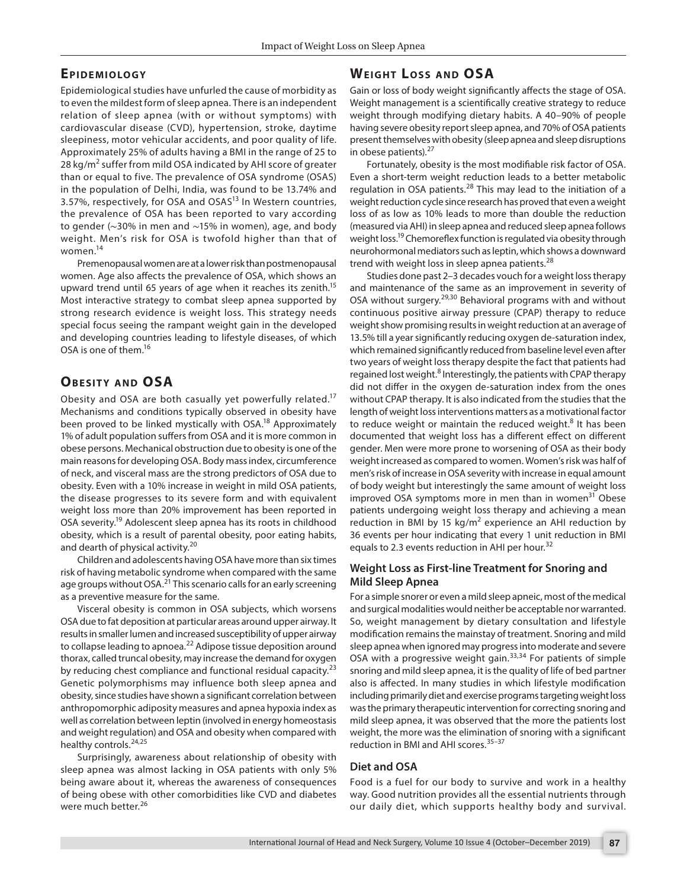## Epidemiology

Epidemiological studies have unfurled the cause of morbidity as to even the mildest form of sleep apnea. There is an independent relation of sleep apnea (with or without symptoms) with cardiovascular disease (CVD), hypertension, stroke, daytime sleepiness, motor vehicular accidents, and poor quality of life. Approximately 25% of adults having a BMI in the range of 25 to 28 kg/m$^2$ suffer from mild OSA indicated by AHI score of greater than or equal to five. The prevalence of OSA syndrome (OSAS) in the population of Delhi, India, was found to be 13.74% and 3.57%, respectively, for OSA and OSAS[13] In Western countries, the prevalence of OSA has been reported to vary according to gender (~30% in men and ~15% in women), age, and body weight. Men's risk for OSA is twofold higher than that of women.[14]

Premenopausal women are at a lower risk than postmenopausal women. Age also affects the prevalence of OSA, which shows an upward trend until 65 years of age when it reaches its zenith.[15] Most interactive strategy to combat sleep apnea supported by strong research evidence is weight loss. This strategy needs special focus seeing the rampant weight gain in the developed and developing countries leading to lifestyle diseases, of which OSA is one of them.[16]

## Obesity and OSA

Obesity and OSA are both casually yet powerfully related.[17] Mechanisms and conditions typically observed in obesity have been proved to be linked mystically with OSA.[18] Approximately 1% of adult population suffers from OSA and it is more common in obese persons. Mechanical obstruction due to obesity is one of the main reasons for developing OSA. Body mass index, circumference of neck, and visceral mass are the strong predictors of OSA due to obesity. Even with a 10% increase in weight in mild OSA patients, the disease progresses to its severe form and with equivalent weight loss more than 20% improvement has been reported in OSA severity.[19] Adolescent sleep apnea has its roots in childhood obesity, which is a result of parental obesity, poor eating habits, and dearth of physical activity.[20]

Children and adolescents having OSA have more than six times risk of having metabolic syndrome when compared with the same age groups without OSA.[21] This scenario calls for an early screening as a preventive measure for the same.

Visceral obesity is common in OSA subjects, which worsens OSA due to fat deposition at particular areas around upper airway. It results in smaller lumen and increased susceptibility of upper airway to collapse leading to apnoea.[22] Adipose tissue deposition around thorax, called truncal obesity, may increase the demand for oxygen by reducing chest compliance and functional residual capacity.[23] Genetic polymorphisms may influence both sleep apnea and obesity, since studies have shown a significant correlation between anthropomorphic adiposity measures and apnea hypoxia index as well as correlation between leptin (involved in energy homeostasis and weight regulation) and OSA and obesity when compared with healthy controls.[24,25]

Surprisingly, awareness about relationship of obesity with sleep apnea was almost lacking in OSA patients with only 5% being aware about it, whereas the awareness of consequences of being obese with other comorbidities like CVD and diabetes were much better.[26]

## Weight Loss and OSA

Gain or loss of body weight significantly affects the stage of OSA. Weight management is a scientifically creative strategy to reduce weight through modifying dietary habits. A 40–90% of people having severe obesity report sleep apnea, and 70% of OSA patients present themselves with obesity (sleep apnea and sleep disruptions in obese patients).[27]

Fortunately, obesity is the most modifiable risk factor of OSA. Even a short-term weight reduction leads to a better metabolic regulation in OSA patients.[28] This may lead to the initiation of a weight reduction cycle since research has proved that even a weight loss of as low as 10% leads to more than double the reduction (measured via AHI) in sleep apnea and reduced sleep apnea follows weight loss.[19] Chemoreflex function is regulated via obesity through neurohormonal mediators such as leptin, which shows a downward trend with weight loss in sleep apnea patients.[28]

Studies done past 2–3 decades vouch for a weight loss therapy and maintenance of the same as an improvement in severity of OSA without surgery.[29,30] Behavioral programs with and without continuous positive airway pressure (CPAP) therapy to reduce weight show promising results in weight reduction at an average of 13.5% till a year significantly reducing oxygen de-saturation index, which remained significantly reduced from baseline level even after two years of weight loss therapy despite the fact that patients had regained lost weight.[8] Interestingly, the patients with CPAP therapy did not differ in the oxygen de-saturation index from the ones without CPAP therapy. It is also indicated from the studies that the length of weight loss interventions matters as a motivational factor to reduce weight or maintain the reduced weight.[8] It has been documented that weight loss has a different effect on different gender. Men were more prone to worsening of OSA as their body weight increased as compared to women. Women's risk was half of men's risk of increase in OSA severity with increase in equal amount of body weight but interestingly the same amount of weight loss improved OSA symptoms more in men than in women[31] Obese patients undergoing weight loss therapy and achieving a mean reduction in BMI by 15 kg/m$^2$ experience an AHI reduction by 36 events per hour indicating that every 1 unit reduction in BMI equals to 2.3 events reduction in AHI per hour.[32]

### Weight Loss as First-line Treatment for Snoring and Mild Sleep Apnea

For a simple snorer or even a mild sleep apneic, most of the medical and surgical modalities would neither be acceptable nor warranted. So, weight management by dietary consultation and lifestyle modification remains the mainstay of treatment. Snoring and mild sleep apnea when ignored may progress into moderate and severe OSA with a progressive weight gain.[33,34] For patients of simple snoring and mild sleep apnea, it is the quality of life of bed partner also is affected. In many studies in which lifestyle modification including primarily diet and exercise programs targeting weight loss was the primary therapeutic intervention for correcting snoring and mild sleep apnea, it was observed that the more the patients lost weight, the more was the elimination of snoring with a significant reduction in BMI and AHI scores.[35–37]

### Diet and OSA

Food is a fuel for our body to survive and work in a healthy way. Good nutrition provides all the essential nutrients through our daily diet, which supports healthy body and survival.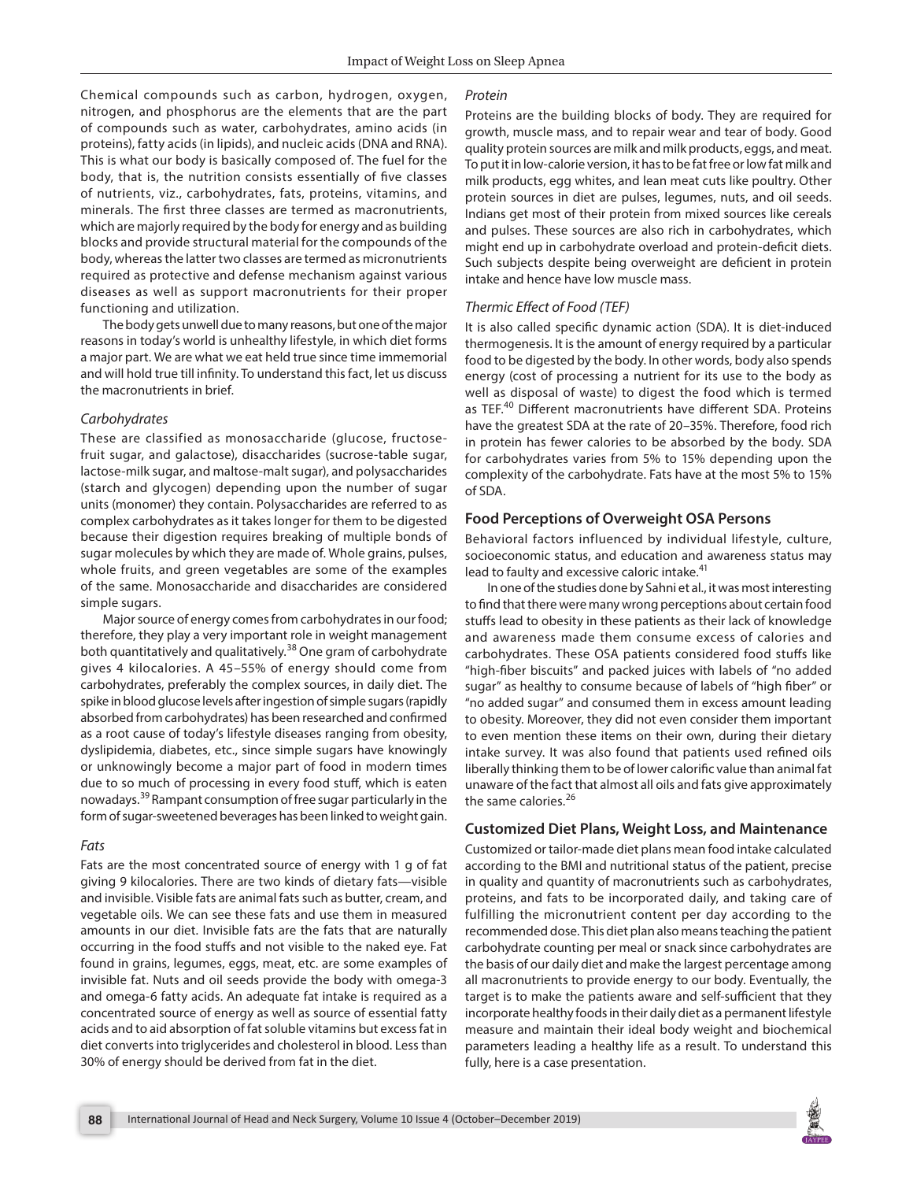Chemical compounds such as carbon, hydrogen, oxygen, nitrogen, and phosphorus are the elements that are the part of compounds such as water, carbohydrates, amino acids (in proteins), fatty acids (in lipids), and nucleic acids (DNA and RNA). This is what our body is basically composed of. The fuel for the body, that is, the nutrition consists essentially of five classes of nutrients, viz., carbohydrates, fats, proteins, vitamins, and minerals. The first three classes are termed as macronutrients, which are majorly required by the body for energy and as building blocks and provide structural material for the compounds of the body, whereas the latter two classes are termed as micronutrients required as protective and defense mechanism against various diseases as well as support macronutrients for their proper functioning and utilization.

The body gets unwell due to many reasons, but one of the major reasons in today's world is unhealthy lifestyle, in which diet forms a major part. We are what we eat held true since time immemorial and will hold true till infinity. To understand this fact, let us discuss the macronutrients in brief.

### *Carbohydrates*

These are classified as monosaccharide (glucose, fructose-fruit sugar, and galactose), disaccharides (sucrose-table sugar, lactose-milk sugar, and maltose-malt sugar), and polysaccharides (starch and glycogen) depending upon the number of sugar units (monomer) they contain. Polysaccharides are referred to as complex carbohydrates as it takes longer for them to be digested because their digestion requires breaking of multiple bonds of sugar molecules by which they are made of. Whole grains, pulses, whole fruits, and green vegetables are some of the examples of the same. Monosaccharide and disaccharides are considered simple sugars.

Major source of energy comes from carbohydrates in our food; therefore, they play a very important role in weight management both quantitatively and qualitatively.[38] One gram of carbohydrate gives 4 kilocalories. A 45–55% of energy should come from carbohydrates, preferably the complex sources, in daily diet. The spike in blood glucose levels after ingestion of simple sugars (rapidly absorbed from carbohydrates) has been researched and confirmed as a root cause of today's lifestyle diseases ranging from obesity, dyslipidemia, diabetes, etc., since simple sugars have knowingly or unknowingly become a major part of food in modern times due to so much of processing in every food stuff, which is eaten nowadays.[39] Rampant consumption of free sugar particularly in the form of sugar-sweetened beverages has been linked to weight gain.

### *Fats*

Fats are the most concentrated source of energy with 1 g of fat giving 9 kilocalories. There are two kinds of dietary fats—visible and invisible. Visible fats are animal fats such as butter, cream, and vegetable oils. We can see these fats and use them in measured amounts in our diet. Invisible fats are the fats that are naturally occurring in the food stuffs and not visible to the naked eye. Fat found in grains, legumes, eggs, meat, etc. are some examples of invisible fat. Nuts and oil seeds provide the body with omega-3 and omega-6 fatty acids. An adequate fat intake is required as a concentrated source of energy as well as source of essential fatty acids and to aid absorption of fat soluble vitamins but excess fat in diet converts into triglycerides and cholesterol in blood. Less than 30% of energy should be derived from fat in the diet.

### *Protein*

Proteins are the building blocks of body. They are required for growth, muscle mass, and to repair wear and tear of body. Good quality protein sources are milk and milk products, eggs, and meat. To put it in low-calorie version, it has to be fat free or low fat milk and milk products, egg whites, and lean meat cuts like poultry. Other protein sources in diet are pulses, legumes, nuts, and oil seeds. Indians get most of their protein from mixed sources like cereals and pulses. These sources are also rich in carbohydrates, which might end up in carbohydrate overload and protein-deficit diets. Such subjects despite being overweight are deficient in protein intake and hence have low muscle mass.

### *Thermic Effect of Food (TEF)*

It is also called specific dynamic action (SDA). It is diet-induced thermogenesis. It is the amount of energy required by a particular food to be digested by the body. In other words, body also spends energy (cost of processing a nutrient for its use to the body as well as disposal of waste) to digest the food which is termed as TEF.[40] Different macronutrients have different SDA. Proteins have the greatest SDA at the rate of 20–35%. Therefore, food rich in protein has fewer calories to be absorbed by the body. SDA for carbohydrates varies from 5% to 15% depending upon the complexity of the carbohydrate. Fats have at the most 5% to 15% of SDA.

## Food Perceptions of Overweight OSA Persons

Behavioral factors influenced by individual lifestyle, culture, socioeconomic status, and education and awareness status may lead to faulty and excessive caloric intake.[41]

In one of the studies done by Sahni et al., it was most interesting to find that there were many wrong perceptions about certain food stuffs lead to obesity in these patients as their lack of knowledge and awareness made them consume excess of calories and carbohydrates. These OSA patients considered food stuffs like "high-fiber biscuits" and packed juices with labels of "no added sugar" as healthy to consume because of labels of "high fiber" or "no added sugar" and consumed them in excess amount leading to obesity. Moreover, they did not even consider them important to even mention these items on their own, during their dietary intake survey. It was also found that patients used refined oils liberally thinking them to be of lower calorific value than animal fat unaware of the fact that almost all oils and fats give approximately the same calories.[26]

## Customized Diet Plans, Weight Loss, and Maintenance

Customized or tailor-made diet plans mean food intake calculated according to the BMI and nutritional status of the patient, precise in quality and quantity of macronutrients such as carbohydrates, proteins, and fats to be incorporated daily, and taking care of fulfilling the micronutrient content per day according to the recommended dose. This diet plan also means teaching the patient carbohydrate counting per meal or snack since carbohydrates are the basis of our daily diet and make the largest percentage among all macronutrients to provide energy to our body. Eventually, the target is to make the patients aware and self-sufficient that they incorporate healthy foods in their daily diet as a permanent lifestyle measure and maintain their ideal body weight and biochemical parameters leading a healthy life as a result. To understand this fully, here is a case presentation.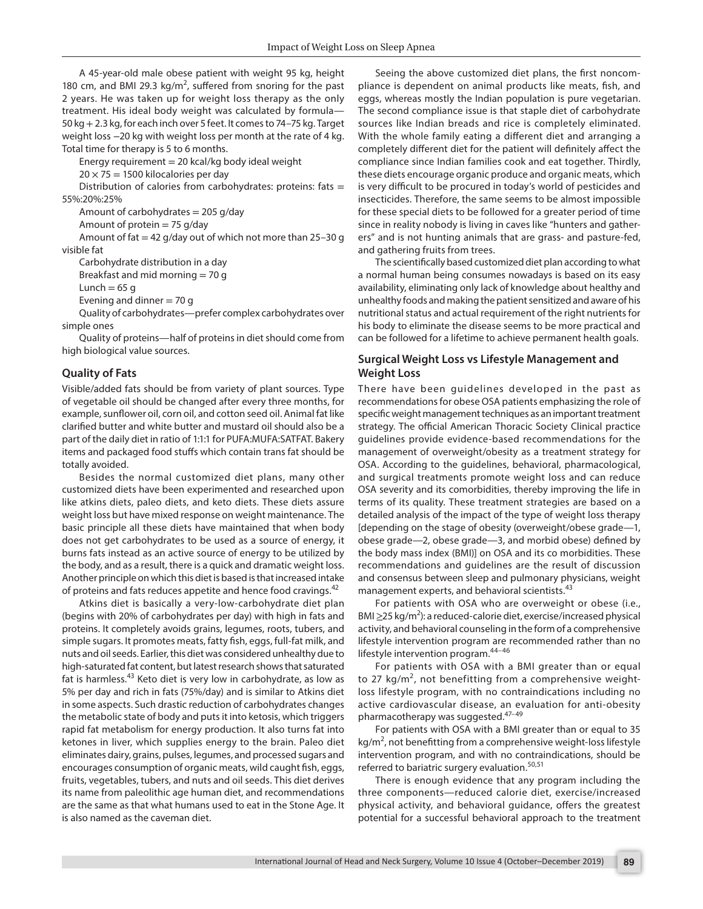A 45-year-old male obese patient with weight 95 kg, height 180 cm, and BMI 29.3 kg/m$^2$, suffered from snoring for the past 2 years. He was taken up for weight loss therapy as the only treatment. His ideal body weight was calculated by formula—50 kg + 2.3 kg, for each inch over 5 feet. It comes to 74–75 kg. Target weight loss –20 kg with weight loss per month at the rate of 4 kg. Total time for therapy is 5 to 6 months.

Energy requirement = 20 kcal/kg body ideal weight

$20 \times 75 = 1500$ kilocalories per day

Distribution of calories from carbohydrates: proteins: fats = 55%:20%:25%

Amount of carbohydrates = 205 g/day

Amount of protein = 75 g/day

Amount of fat = 42 g/day out of which not more than 25–30 g visible fat

Carbohydrate distribution in a day

Breakfast and mid morning = 70 g

Lunch = 65 g

Evening and dinner = 70 g

Quality of carbohydrates—prefer complex carbohydrates over simple ones

Quality of proteins—half of proteins in diet should come from high biological value sources.

### Quality of Fats

Visible/added fats should be from variety of plant sources. Type of vegetable oil should be changed after every three months, for example, sunflower oil, corn oil, and cotton seed oil. Animal fat like clarified butter and white butter and mustard oil should also be a part of the daily diet in ratio of 1:1:1 for PUFA:MUFA:SATFAT. Bakery items and packaged food stuffs which contain trans fat should be totally avoided.

Besides the normal customized diet plans, many other customized diets have been experimented and researched upon like atkins diets, paleo diets, and keto diets. These diets assure weight loss but have mixed response on weight maintenance. The basic principle all these diets have maintained that when body does not get carbohydrates to be used as a source of energy, it burns fats instead as an active source of energy to be utilized by the body, and as a result, there is a quick and dramatic weight loss. Another principle on which this diet is based is that increased intake of proteins and fats reduces appetite and hence food cravings.[42]

Atkins diet is basically a very-low-carbohydrate diet plan (begins with 20% of carbohydrates per day) with high in fats and proteins. It completely avoids grains, legumes, roots, tubers, and simple sugars. It promotes meats, fatty fish, eggs, full-fat milk, and nuts and oil seeds. Earlier, this diet was considered unhealthy due to high-saturated fat content, but latest research shows that saturated fat is harmless.[43] Keto diet is very low in carbohydrate, as low as 5% per day and rich in fats (75%/day) and is similar to Atkins diet in some aspects. Such drastic reduction of carbohydrates changes the metabolic state of body and puts it into ketosis, which triggers rapid fat metabolism for energy production. It also turns fat into ketones in liver, which supplies energy to the brain. Paleo diet eliminates dairy, grains, pulses, legumes, and processed sugars and encourages consumption of organic meats, wild caught fish, eggs, fruits, vegetables, tubers, and nuts and oil seeds. This diet derives its name from paleolithic age human diet, and recommendations are the same as that what humans used to eat in the Stone Age. It is also named as the caveman diet.

Seeing the above customized diet plans, the first noncompliance is dependent on animal products like meats, fish, and eggs, whereas mostly the Indian population is pure vegetarian. The second compliance issue is that staple diet of carbohydrate sources like Indian breads and rice is completely eliminated. With the whole family eating a different diet and arranging a completely different diet for the patient will definitely affect the compliance since Indian families cook and eat together. Thirdly, these diets encourage organic produce and organic meats, which is very difficult to be procured in today's world of pesticides and insecticides. Therefore, the same seems to be almost impossible for these special diets to be followed for a greater period of time since in reality nobody is living in caves like "hunters and gatherers" and is not hunting animals that are grass- and pasture-fed, and gathering fruits from trees.

The scientifically based customized diet plan according to what a normal human being consumes nowadays is based on its easy availability, eliminating only lack of knowledge about healthy and unhealthy foods and making the patient sensitized and aware of his nutritional status and actual requirement of the right nutrients for his body to eliminate the disease seems to be more practical and can be followed for a lifetime to achieve permanent health goals.

### Surgical Weight Loss vs Lifestyle Management and Weight Loss

There have been guidelines developed in the past as recommendations for obese OSA patients emphasizing the role of specific weight management techniques as an important treatment strategy. The official American Thoracic Society Clinical practice guidelines provide evidence-based recommendations for the management of overweight/obesity as a treatment strategy for OSA. According to the guidelines, behavioral, pharmacological, and surgical treatments promote weight loss and can reduce OSA severity and its comorbidities, thereby improving the life in terms of its quality. These treatment strategies are based on a detailed analysis of the impact of the type of weight loss therapy [depending on the stage of obesity (overweight/obese grade—1, obese grade—2, obese grade—3, and morbid obese) defined by the body mass index (BMI)] on OSA and its co morbidities. These recommendations and guidelines are the result of discussion and consensus between sleep and pulmonary physicians, weight management experts, and behavioral scientists.[43]

For patients with OSA who are overweight or obese (i.e., BMI ≥25 kg/m$^2$): a reduced-calorie diet, exercise/increased physical activity, and behavioral counseling in the form of a comprehensive lifestyle intervention program are recommended rather than no lifestyle intervention program.[44–46]

For patients with OSA with a BMI greater than or equal to 27 kg/m$^2$, not benefitting from a comprehensive weight-loss lifestyle program, with no contraindications including no active cardiovascular disease, an evaluation for anti-obesity pharmacotherapy was suggested.[47–49]

For patients with OSA with a BMI greater than or equal to 35 kg/m$^2$, not benefitting from a comprehensive weight-loss lifestyle intervention program, and with no contraindications, should be referred to bariatric surgery evaluation.[50,51]

There is enough evidence that any program including the three components—reduced calorie diet, exercise/increased physical activity, and behavioral guidance, offers the greatest potential for a successful behavioral approach to the treatment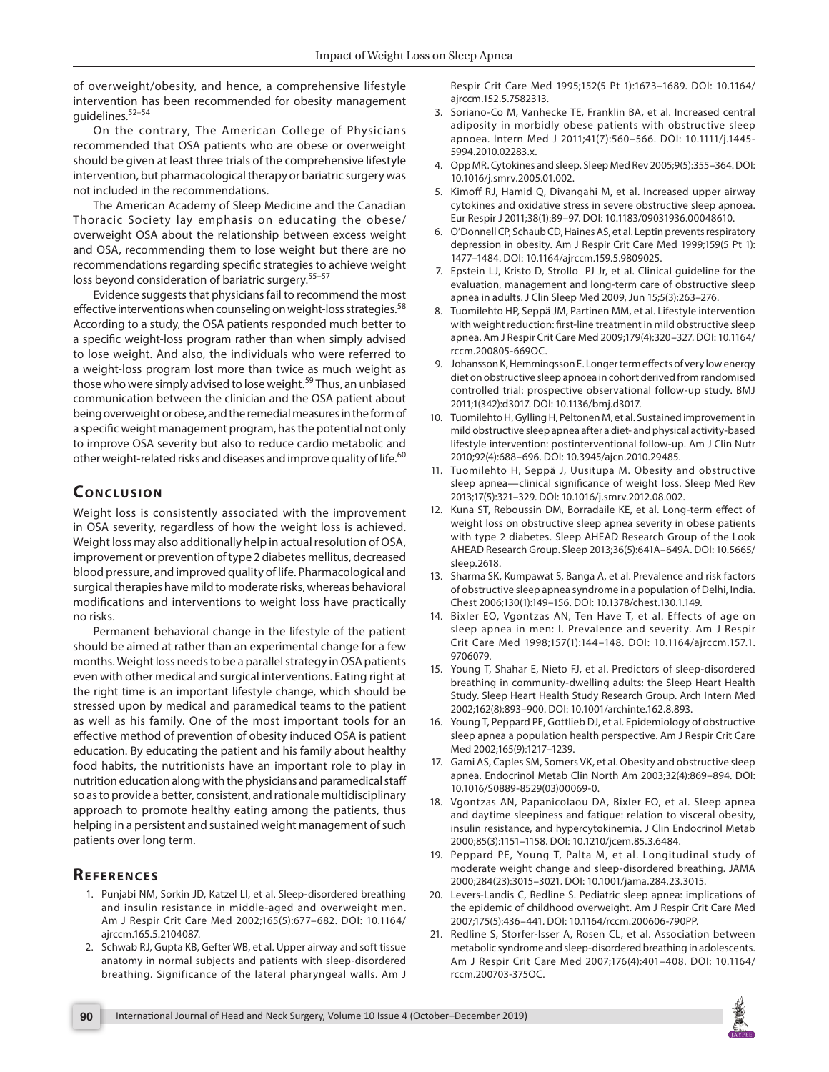of overweight/obesity, and hence, a comprehensive lifestyle intervention has been recommended for obesity management guidelines.[52–54]

On the contrary, The American College of Physicians recommended that OSA patients who are obese or overweight should be given at least three trials of the comprehensive lifestyle intervention, but pharmacological therapy or bariatric surgery was not included in the recommendations.

The American Academy of Sleep Medicine and the Canadian Thoracic Society lay emphasis on educating the obese/overweight OSA about the relationship between excess weight and OSA, recommending them to lose weight but there are no recommendations regarding specific strategies to achieve weight loss beyond consideration of bariatric surgery.[55–57]

Evidence suggests that physicians fail to recommend the most effective interventions when counseling on weight-loss strategies.[58] According to a study, the OSA patients responded much better to a specific weight-loss program rather than when simply advised to lose weight. And also, the individuals who were referred to a weight-loss program lost more than twice as much weight as those who were simply advised to lose weight.[59] Thus, an unbiased communication between the clinician and the OSA patient about being overweight or obese, and the remedial measures in the form of a specific weight management program, has the potential not only to improve OSA severity but also to reduce cardio metabolic and other weight-related risks and diseases and improve quality of life.[60]

## Conclusion

Weight loss is consistently associated with the improvement in OSA severity, regardless of how the weight loss is achieved. Weight loss may also additionally help in actual resolution of OSA, improvement or prevention of type 2 diabetes mellitus, decreased blood pressure, and improved quality of life. Pharmacological and surgical therapies have mild to moderate risks, whereas behavioral modifications and interventions to weight loss have practically no risks.

Permanent behavioral change in the lifestyle of the patient should be aimed at rather than an experimental change for a few months. Weight loss needs to be a parallel strategy in OSA patients even with other medical and surgical interventions. Eating right at the right time is an important lifestyle change, which should be stressed upon by medical and paramedical teams to the patient as well as his family. One of the most important tools for an effective method of prevention of obesity induced OSA is patient education. By educating the patient and his family about healthy food habits, the nutritionists have an important role to play in nutrition education along with the physicians and paramedical staff so as to provide a better, consistent, and rationale multidisciplinary approach to promote healthy eating among the patients, thus helping in a persistent and sustained weight management of such patients over long term.

## References

1. Punjabi NM, Sorkin JD, Katzel LI, et al. Sleep-disordered breathing and insulin resistance in middle-aged and overweight men. Am J Respir Crit Care Med 2002;165(5):677–682. DOI: 10.1164/ajrccm.165.5.2104087.
2. Schwab RJ, Gupta KB, Gefter WB, et al. Upper airway and soft tissue anatomy in normal subjects and patients with sleep-disordered breathing. Significance of the lateral pharyngeal walls. Am J Respir Crit Care Med 1995;152(5 Pt 1):1673–1689. DOI: 10.1164/ajrccm.152.5.7582313.
3. Soriano-Co M, Vanhecke TE, Franklin BA, et al. Increased central adiposity in morbidly obese patients with obstructive sleep apnoea. Intern Med J 2011;41(7):560–566. DOI: 10.1111/j.1445-5994.2010.02283.x.
4. Opp MR. Cytokines and sleep. Sleep Med Rev 2005;9(5):355–364. DOI: 10.1016/j.smrv.2005.01.002.
5. Kimoff RJ, Hamid Q, Divangahi M, et al. Increased upper airway cytokines and oxidative stress in severe obstructive sleep apnoea. Eur Respir J 2011;38(1):89–97. DOI: 10.1183/09031936.00048610.
6. O'Donnell CP, Schaub CD, Haines AS, et al. Leptin prevents respiratory depression in obesity. Am J Respir Crit Care Med 1999;159(5 Pt 1): 1477–1484. DOI: 10.1164/ajrccm.159.5.9809025.
7. Epstein LJ, Kristo D, Strollo PJ Jr, et al. Clinical guideline for the evaluation, management and long-term care of obstructive sleep apnea in adults. J Clin Sleep Med 2009, Jun 15;5(3):263–276.
8. Tuomilehto HP, Seppä JM, Partinen MM, et al. Lifestyle intervention with weight reduction: first-line treatment in mild obstructive sleep apnea. Am J Respir Crit Care Med 2009;179(4):320–327. DOI: 10.1164/rccm.200805-669OC.
9. Johansson K, Hemmingsson E. Longer term effects of very low energy diet on obstructive sleep apnoea in cohort derived from randomised controlled trial: prospective observational follow-up study. BMJ 2011;1(342):d3017. DOI: 10.1136/bmj.d3017.
10. Tuomilehto H, Gylling H, Peltonen M, et al. Sustained improvement in mild obstructive sleep apnea after a diet- and physical activity-based lifestyle intervention: postinterventional follow-up. Am J Clin Nutr 2010;92(4):688–696. DOI: 10.3945/ajcn.2010.29485.
11. Tuomilehto H, Seppä J, Uusitupa M. Obesity and obstructive sleep apnea—clinical significance of weight loss. Sleep Med Rev 2013;17(5):321–329. DOI: 10.1016/j.smrv.2012.08.002.
12. Kuna ST, Reboussin DM, Borradaile KE, et al. Long-term effect of weight loss on obstructive sleep apnea severity in obese patients with type 2 diabetes. Sleep AHEAD Research Group of the Look AHEAD Research Group. Sleep 2013;36(5):641A–649A. DOI: 10.5665/sleep.2618.
13. Sharma SK, Kumpawat S, Banga A, et al. Prevalence and risk factors of obstructive sleep apnea syndrome in a population of Delhi, India. Chest 2006;130(1):149–156. DOI: 10.1378/chest.130.1.149.
14. Bixler EO, Vgontzas AN, Ten Have T, et al. Effects of age on sleep apnea in men: I. Prevalence and severity. Am J Respir Crit Care Med 1998;157(1):144–148. DOI: 10.1164/ajrccm.157.1.9706079.
15. Young T, Shahar E, Nieto FJ, et al. Predictors of sleep-disordered breathing in community-dwelling adults: the Sleep Heart Health Study. Sleep Heart Health Study Research Group. Arch Intern Med 2002;162(8):893–900. DOI: 10.1001/archinte.162.8.893.
16. Young T, Peppard PE, Gottlieb DJ, et al. Epidemiology of obstructive sleep apnea a population health perspective. Am J Respir Crit Care Med 2002;165(9):1217–1239.
17. Gami AS, Caples SM, Somers VK, et al. Obesity and obstructive sleep apnea. Endocrinol Metab Clin North Am 2003;32(4):869–894. DOI: 10.1016/S0889-8529(03)00069-0.
18. Vgontzas AN, Papanicolaou DA, Bixler EO, et al. Sleep apnea and daytime sleepiness and fatigue: relation to visceral obesity, insulin resistance, and hypercytokinemia. J Clin Endocrinol Metab 2000;85(3):1151–1158. DOI: 10.1210/jcem.85.3.6484.
19. Peppard PE, Young T, Palta M, et al. Longitudinal study of moderate weight change and sleep-disordered breathing. JAMA 2000;284(23):3015–3021. DOI: 10.1001/jama.284.23.3015.
20. Levers-Landis C, Redline S. Pediatric sleep apnea: implications of the epidemic of childhood overweight. Am J Respir Crit Care Med 2007;175(5):436–441. DOI: 10.1164/rccm.200606-790PP.
21. Redline S, Storfer-Isser A, Rosen CL, et al. Association between metabolic syndrome and sleep-disordered breathing in adolescents. Am J Respir Crit Care Med 2007;176(4):401–408. DOI: 10.1164/rccm.200703-375OC.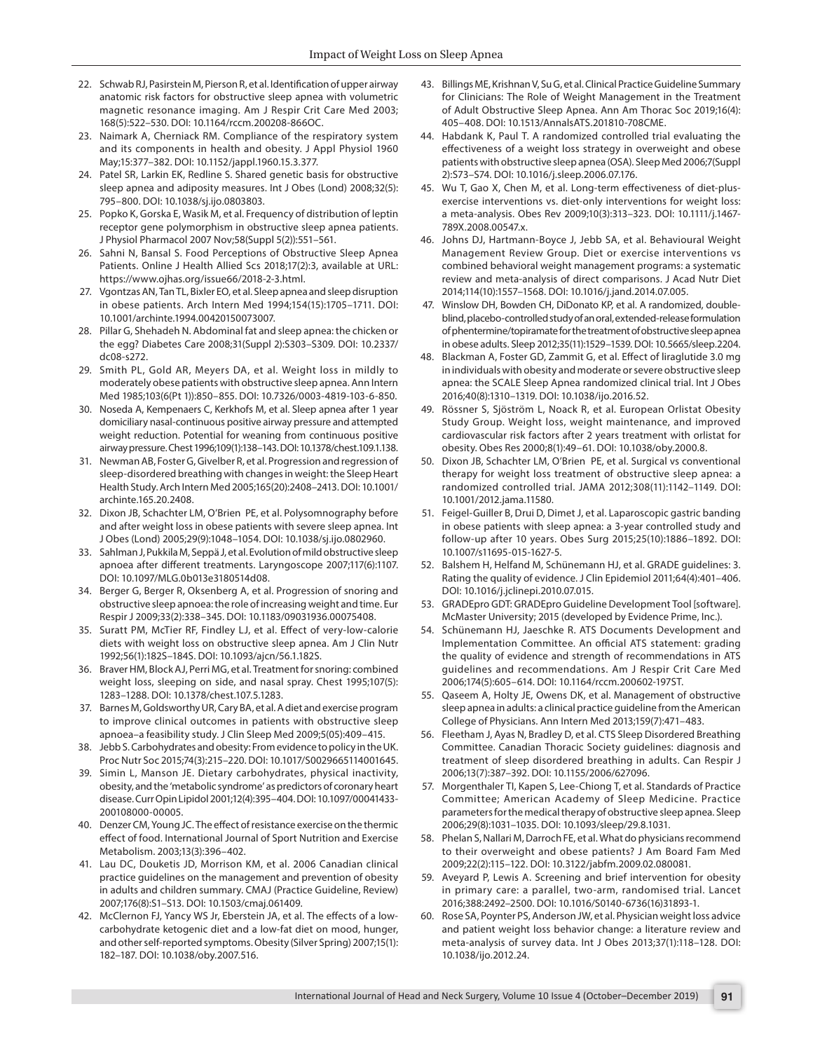22. Schwab RJ, Pasirstein M, Pierson R, et al. Identification of upper airway anatomic risk factors for obstructive sleep apnea with volumetric magnetic resonance imaging. Am J Respir Crit Care Med 2003; 168(5):522–530. DOI: 10.1164/rccm.200208-866OC.
23. Naimark A, Cherniack RM. Compliance of the respiratory system and its components in health and obesity. J Appl Physiol 1960 May;15:377–382. DOI: 10.1152/jappl.1960.15.3.377.
24. Patel SR, Larkin EK, Redline S. Shared genetic basis for obstructive sleep apnea and adiposity measures. Int J Obes (Lond) 2008;32(5): 795–800. DOI: 10.1038/sj.ijo.0803803.
25. Popko K, Gorska E, Wasik M, et al. Frequency of distribution of leptin receptor gene polymorphism in obstructive sleep apnea patients. J Physiol Pharmacol 2007 Nov;58(Suppl 5(2)):551–561.
26. Sahni N, Bansal S. Food Perceptions of Obstructive Sleep Apnea Patients. Online J Health Allied Scs 2018;17(2):3, available at URL: https://www.ojhas.org/issue66/2018-2-3.html.
27. Vgontzas AN, Tan TL, Bixler EO, et al. Sleep apnea and sleep disruption in obese patients. Arch Intern Med 1994;154(15):1705–1711. DOI: 10.1001/archinte.1994.00420150073007.
28. Pillar G, Shehadeh N. Abdominal fat and sleep apnea: the chicken or the egg? Diabetes Care 2008;31(Suppl 2):S303–S309. DOI: 10.2337/dc08-s272.
29. Smith PL, Gold AR, Meyers DA, et al. Weight loss in mildly to moderately obese patients with obstructive sleep apnea. Ann Intern Med 1985;103(6(Pt 1)):850–855. DOI: 10.7326/0003-4819-103-6-850.
30. Noseda A, Kempenaers C, Kerkhofs M, et al. Sleep apnea after 1 year domiciliary nasal-continuous positive airway pressure and attempted weight reduction. Potential for weaning from continuous positive airway pressure. Chest 1996;109(1):138–143. DOI: 10.1378/chest.109.1.138.
31. Newman AB, Foster G, Givelber R, et al. Progression and regression of sleep-disordered breathing with changes in weight: the Sleep Heart Health Study. Arch Intern Med 2005;165(20):2408–2413. DOI: 10.1001/archinte.165.20.2408.
32. Dixon JB, Schachter LM, O'Brien PE, et al. Polysomnography before and after weight loss in obese patients with severe sleep apnea. Int J Obes (Lond) 2005;29(9):1048–1054. DOI: 10.1038/sj.ijo.0802960.
33. Sahlman J, Pukkila M, Seppä J, et al. Evolution of mild obstructive sleep apnoea after different treatments. Laryngoscope 2007;117(6):1107. DOI: 10.1097/MLG.0b013e3180514d08.
34. Berger G, Berger R, Oksenberg A, et al. Progression of snoring and obstructive sleep apnoea: the role of increasing weight and time. Eur Respir J 2009;33(2):338–345. DOI: 10.1183/09031936.00075408.
35. Suratt PM, McTier RF, Findley LJ, et al. Effect of very-low-calorie diets with weight loss on obstructive sleep apnea. Am J Clin Nutr 1992;56(1):182S–184S. DOI: 10.1093/ajcn/56.1.182S.
36. Braver HM, Block AJ, Perri MG, et al. Treatment for snoring: combined weight loss, sleeping on side, and nasal spray. Chest 1995;107(5): 1283–1288. DOI: 10.1378/chest.107.5.1283.
37. Barnes M, Goldsworthy UR, Cary BA, et al. A diet and exercise program to improve clinical outcomes in patients with obstructive sleep apnoea–a feasibility study. J Clin Sleep Med 2009;5(05):409–415.
38. Jebb S. Carbohydrates and obesity: From evidence to policy in the UK. Proc Nutr Soc 2015;74(3):215–220. DOI: 10.1017/S0029665114001645.
39. Simin L, Manson JE. Dietary carbohydrates, physical inactivity, obesity, and the 'metabolic syndrome' as predictors of coronary heart disease. Curr Opin Lipidol 2001;12(4):395–404. DOI: 10.1097/00041433-200108000-00005.
40. Denzer CM, Young JC. The effect of resistance exercise on the thermic effect of food. International Journal of Sport Nutrition and Exercise Metabolism. 2003;13(3):396–402.
41. Lau DC, Douketis JD, Morrison KM, et al. 2006 Canadian clinical practice guidelines on the management and prevention of obesity in adults and children summary. CMAJ (Practice Guideline, Review) 2007;176(8):S1–S13. DOI: 10.1503/cmaj.061409.
42. McClernon FJ, Yancy WS Jr, Eberstein JA, et al. The effects of a low-carbohydrate ketogenic diet and a low-fat diet on mood, hunger, and other self-reported symptoms. Obesity (Silver Spring) 2007;15(1): 182–187. DOI: 10.1038/oby.2007.516.
43. Billings ME, Krishnan V, Su G, et al. Clinical Practice Guideline Summary for Clinicians: The Role of Weight Management in the Treatment of Adult Obstructive Sleep Apnea. Ann Am Thorac Soc 2019;16(4): 405–408. DOI: 10.1513/AnnalsATS.201810-708CME.
44. Habdank K, Paul T. A randomized controlled trial evaluating the effectiveness of a weight loss strategy in overweight and obese patients with obstructive sleep apnea (OSA). Sleep Med 2006;7(Suppl 2):S73–S74. DOI: 10.1016/j.sleep.2006.07.176.
45. Wu T, Gao X, Chen M, et al. Long-term effectiveness of diet-plus-exercise interventions vs. diet-only interventions for weight loss: a meta-analysis. Obes Rev 2009;10(3):313–323. DOI: 10.1111/j.1467-789X.2008.00547.x.
46. Johns DJ, Hartmann-Boyce J, Jebb SA, et al. Behavioural Weight Management Review Group. Diet or exercise interventions vs combined behavioral weight management programs: a systematic review and meta-analysis of direct comparisons. J Acad Nutr Diet 2014;114(10):1557–1568. DOI: 10.1016/j.jand.2014.07.005.
47. Winslow DH, Bowden CH, DiDonato KP, et al. A randomized, double-blind, placebo-controlled study of an oral, extended-release formulation of phentermine/topiramate for the treatment of obstructive sleep apnea in obese adults. Sleep 2012;35(11):1529–1539. DOI: 10.5665/sleep.2204.
48. Blackman A, Foster GD, Zammit G, et al. Effect of liraglutide 3.0 mg in individuals with obesity and moderate or severe obstructive sleep apnea: the SCALE Sleep Apnea randomized clinical trial. Int J Obes 2016;40(8):1310–1319. DOI: 10.1038/ijo.2016.52.
49. Rössner S, Sjöström L, Noack R, et al. European Orlistat Obesity Study Group. Weight loss, weight maintenance, and improved cardiovascular risk factors after 2 years treatment with orlistat for obesity. Obes Res 2000;8(1):49–61. DOI: 10.1038/oby.2000.8.
50. Dixon JB, Schachter LM, O'Brien PE, et al. Surgical vs conventional therapy for weight loss treatment of obstructive sleep apnea: a randomized controlled trial. JAMA 2012;308(11):1142–1149. DOI: 10.1001/2012.jama.11580.
51. Feigel-Guiller B, Drui D, Dimet J, et al. Laparoscopic gastric banding in obese patients with sleep apnea: a 3-year controlled study and follow-up after 10 years. Obes Surg 2015;25(10):1886–1892. DOI: 10.1007/s11695-015-1627-5.
52. Balshem H, Helfand M, Schünemann HJ, et al. GRADE guidelines: 3. Rating the quality of evidence. J Clin Epidemiol 2011;64(4):401–406. DOI: 10.1016/j.jclinepi.2010.07.015.
53. GRADEpro GDT: GRADEpro Guideline Development Tool [software]. McMaster University; 2015 (developed by Evidence Prime, Inc.).
54. Schünemann HJ, Jaeschke R. ATS Documents Development and Implementation Committee. An official ATS statement: grading the quality of evidence and strength of recommendations in ATS guidelines and recommendations. Am J Respir Crit Care Med 2006;174(5):605–614. DOI: 10.1164/rccm.200602-197ST.
55. Qaseem A, Holty JE, Owens DK, et al. Management of obstructive sleep apnea in adults: a clinical practice guideline from the American College of Physicians. Ann Intern Med 2013;159(7):471–483.
56. Fleetham J, Ayas N, Bradley D, et al. CTS Sleep Disordered Breathing Committee. Canadian Thoracic Society guidelines: diagnosis and treatment of sleep disordered breathing in adults. Can Respir J 2006;13(7):387–392. DOI: 10.1155/2006/627096.
57. Morgenthaler TI, Kapen S, Lee-Chiong T, et al. Standards of Practice Committee; American Academy of Sleep Medicine. Practice parameters for the medical therapy of obstructive sleep apnea. Sleep 2006;29(8):1031–1035. DOI: 10.1093/sleep/29.8.1031.
58. Phelan S, Nallari M, Darroch FE, et al. What do physicians recommend to their overweight and obese patients? J Am Board Fam Med 2009;22(2):115–122. DOI: 10.3122/jabfm.2009.02.080081.
59. Aveyard P, Lewis A. Screening and brief intervention for obesity in primary care: a parallel, two-arm, randomised trial. Lancet 2016;388:2492–2500. DOI: 10.1016/S0140-6736(16)31893-1.
60. Rose SA, Poynter PS, Anderson JW, et al. Physician weight loss advice and patient weight loss behavior change: a literature review and meta-analysis of survey data. Int J Obes 2013;37(1):118–128. DOI: 10.1038/ijo.2012.24.